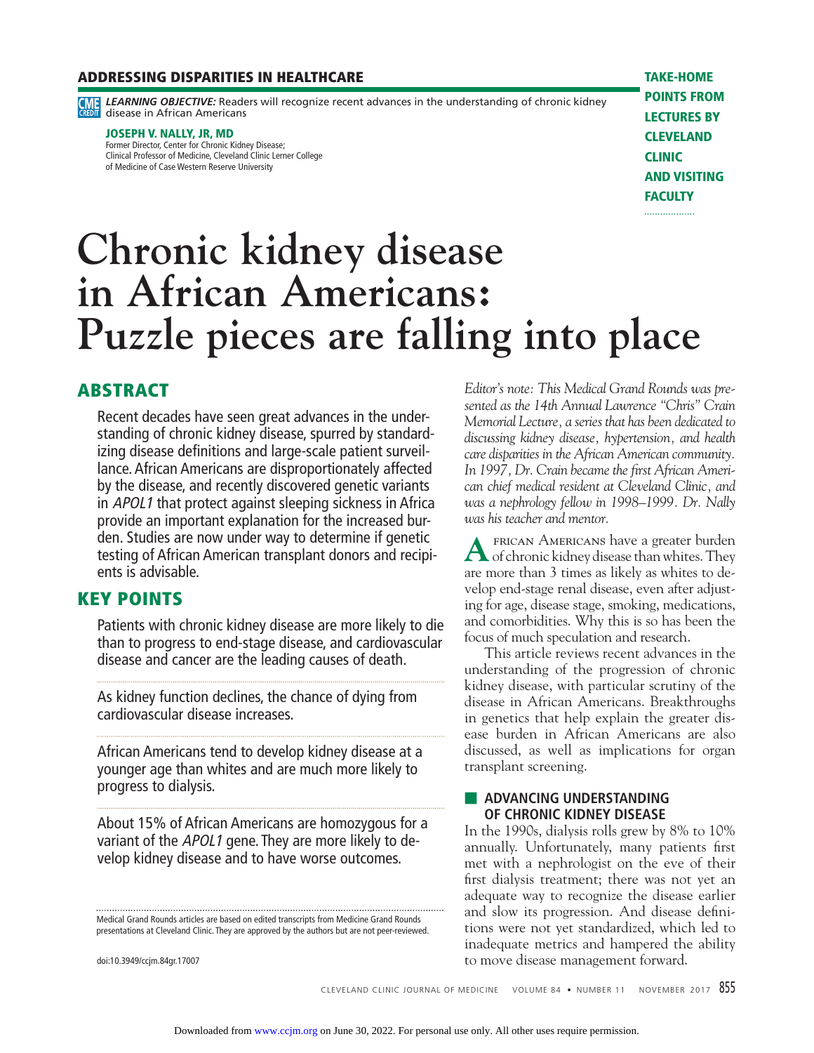**ADDRESSING DISPARITIES IN HEALTHCARE**

**TAKE-HOME POINTS FROM LECTURES BY CLEVELAND CLINIC AND VISITING FACULTY**

***LEARNING OBJECTIVE:*** Readers will recognize recent advances in the understanding of chronic kidney disease in African Americans

**JOSEPH V. NALLY, JR, MD**
Former Director, Center for Chronic Kidney Disease;
Clinical Professor of Medicine, Cleveland Clinic Lerner College of Medicine of Case Western Reserve University

# Chronic kidney disease in African Americans: Puzzle pieces are falling into place

## ABSTRACT

Recent decades have seen great advances in the understanding of chronic kidney disease, spurred by standardizing disease definitions and large-scale patient surveillance. African Americans are disproportionately affected by the disease, and recently discovered genetic variants in *APOL1* that protect against sleeping sickness in Africa provide an important explanation for the increased burden. Studies are now under way to determine if genetic testing of African American transplant donors and recipients is advisable.

## KEY POINTS

Patients with chronic kidney disease are more likely to die than to progress to end-stage disease, and cardiovascular disease and cancer are the leading causes of death.

As kidney function declines, the chance of dying from cardiovascular disease increases.

African Americans tend to develop kidney disease at a younger age than whites and are much more likely to progress to dialysis.

About 15% of African Americans are homozygous for a variant of the *APOL1* gene. They are more likely to develop kidney disease and to have worse outcomes.

Medical Grand Rounds articles are based on edited transcripts from Medicine Grand Rounds presentations at Cleveland Clinic. They are approved by the authors but are not peer-reviewed.

doi:10.3949/ccjm.84gr.17007

*Editor's note: This Medical Grand Rounds was presented as the 14th Annual Lawrence "Chris" Crain Memorial Lecture, a series that has been dedicated to discussing kidney disease, hypertension, and health care disparities in the African American community. In 1997, Dr. Crain became the first African American chief medical resident at Cleveland Clinic, and was a nephrology fellow in 1998–1999. Dr. Nally was his teacher and mentor.*

African Americans have a greater burden of chronic kidney disease than whites. They are more than 3 times as likely as whites to develop end-stage renal disease, even after adjusting for age, disease stage, smoking, medications, and comorbidities. Why this is so has been the focus of much speculation and research.

This article reviews recent advances in the understanding of the progression of chronic kidney disease, with particular scrutiny of the disease in African Americans. Breakthroughs in genetics that help explain the greater disease burden in African Americans are also discussed, as well as implications for organ transplant screening.

## ADVANCING UNDERSTANDING OF CHRONIC KIDNEY DISEASE

In the 1990s, dialysis rolls grew by 8% to 10% annually. Unfortunately, many patients first met with a nephrologist on the eve of their first dialysis treatment; there was not yet an adequate way to recognize the disease earlier and slow its progression. And disease definitions were not yet standardized, which led to inadequate metrics and hampered the ability to move disease management forward.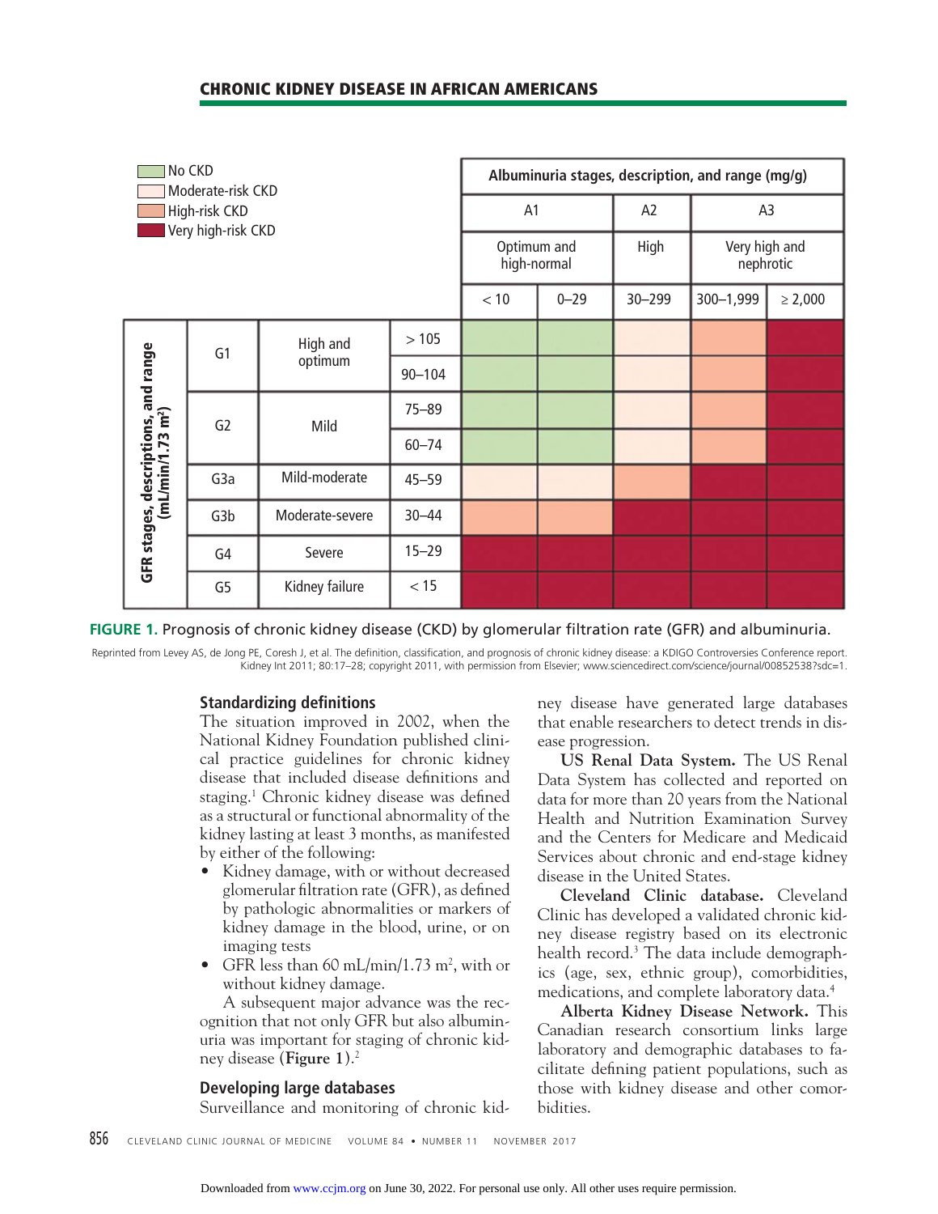| GFR stages, descriptions, and range (mL/min/1.73 m²) | | | Albuminuria stages, description, and range (mg/g) | | | | |
|---|---|---|---|---|---|---|---|
| | | | A1 | | A2 | A3 | |
| | | | Optimum and high-normal | | High | Very high and nephrotic | |
| | | | < 10 | 0–29 | 30–299 | 300–1,999 | ≥ 2,000 |
| G1 | High and optimum | > 105 | No CKD | No CKD | Moderate-risk CKD | High-risk CKD | Very high-risk CKD |
| | | 90–104 | No CKD | No CKD | Moderate-risk CKD | High-risk CKD | Very high-risk CKD |
| G2 | Mild | 75–89 | No CKD | No CKD | Moderate-risk CKD | High-risk CKD | Very high-risk CKD |
| | | 60–74 | No CKD | No CKD | Moderate-risk CKD | High-risk CKD | Very high-risk CKD |
| G3a | Mild-moderate | 45–59 | Moderate-risk CKD | Moderate-risk CKD | High-risk CKD | Very high-risk CKD | Very high-risk CKD |
| G3b | Moderate-severe | 30–44 | High-risk CKD | High-risk CKD | Very high-risk CKD | Very high-risk CKD | Very high-risk CKD |
| G4 | Severe | 15–29 | Very high-risk CKD | Very high-risk CKD | Very high-risk CKD | Very high-risk CKD | Very high-risk CKD |
| G5 | Kidney failure | < 15 | Very high-risk CKD | Very high-risk CKD | Very high-risk CKD | Very high-risk CKD | Very high-risk CKD |

**FIGURE 1.** Prognosis of chronic kidney disease (CKD) by glomerular filtration rate (GFR) and albuminuria.

Reprinted from Levey AS, de Jong PE, Coresh J, et al. The definition, classification, and prognosis of chronic kidney disease: a KDIGO Controversies Conference report. Kidney Int 2011; 80:17–28; copyright 2011, with permission from Elsevier; www.sciencedirect.com/science/journal/00852538?sdc=1.

## Standardizing definitions

The situation improved in 2002, when the National Kidney Foundation published clinical practice guidelines for chronic kidney disease that included disease definitions and staging.[1] Chronic kidney disease was defined as a structural or functional abnormality of the kidney lasting at least 3 months, as manifested by either of the following:

- Kidney damage, with or without decreased glomerular filtration rate (GFR), as defined by pathologic abnormalities or markers of kidney damage in the blood, urine, or on imaging tests
- GFR less than 60 mL/min/1.73 m$^2$, with or without kidney damage.

A subsequent major advance was the recognition that not only GFR but also albuminuria was important for staging of chronic kidney disease (**Figure 1**).[2]

## Developing large databases

Surveillance and monitoring of chronic kidney disease have generated large databases that enable researchers to detect trends in disease progression.

**US Renal Data System.** The US Renal Data System has collected and reported on data for more than 20 years from the National Health and Nutrition Examination Survey and the Centers for Medicare and Medicaid Services about chronic and end-stage kidney disease in the United States.

**Cleveland Clinic database.** Cleveland Clinic has developed a validated chronic kidney disease registry based on its electronic health record.[3] The data include demographics (age, sex, ethnic group), comorbidities, medications, and complete laboratory data.[4]

**Alberta Kidney Disease Network.** This Canadian research consortium links large laboratory and demographic databases to facilitate defining patient populations, such as those with kidney disease and other comorbidities.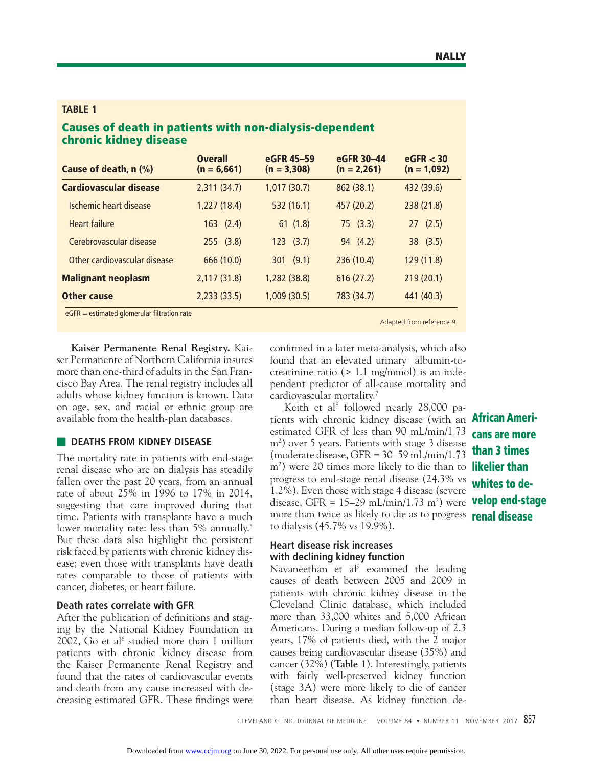**TABLE 1**

**Causes of death in patients with non-dialysis-dependent chronic kidney disease**

| Cause of death, n (%) | Overall (n = 6,661) | eGFR 45–59 (n = 3,308) | eGFR 30–44 (n = 2,261) | eGFR < 30 (n = 1,092) |
|---|---|---|---|---|
| **Cardiovascular disease** | 2,311 (34.7) | 1,017 (30.7) | 862 (38.1) | 432 (39.6) |
| Ischemic heart disease | 1,227 (18.4) | 532 (16.1) | 457 (20.2) | 238 (21.8) |
| Heart failure | 163 (2.4) | 61 (1.8) | 75 (3.3) | 27 (2.5) |
| Cerebrovascular disease | 255 (3.8) | 123 (3.7) | 94 (4.2) | 38 (3.5) |
| Other cardiovascular disease | 666 (10.0) | 301 (9.1) | 236 (10.4) | 129 (11.8) |
| **Malignant neoplasm** | 2,117 (31.8) | 1,282 (38.8) | 616 (27.2) | 219 (20.1) |
| **Other cause** | 2,233 (33.5) | 1,009 (30.5) | 783 (34.7) | 441 (40.3) |

eGFR = estimated glomerular filtration rate

Adapted from reference 9.

**Kaiser Permanente Renal Registry.** Kaiser Permanente of Northern California insures more than one-third of adults in the San Francisco Bay Area. The renal registry includes all adults whose kidney function is known. Data on age, sex, and racial or ethnic group are available from the health-plan databases.

## DEATHS FROM KIDNEY DISEASE

The mortality rate in patients with end-stage renal disease who are on dialysis has steadily fallen over the past 20 years, from an annual rate of about 25% in 1996 to 17% in 2014, suggesting that care improved during that time. Patients with transplants have a much lower mortality rate: less than 5% annually.[5] But these data also highlight the persistent risk faced by patients with chronic kidney disease; even those with transplants have death rates comparable to those of patients with cancer, diabetes, or heart failure.

### Death rates correlate with GFR

After the publication of definitions and staging by the National Kidney Foundation in 2002, Go et al[6] studied more than 1 million patients with chronic kidney disease from the Kaiser Permanente Renal Registry and found that the rates of cardiovascular events and death from any cause increased with decreasing estimated GFR. These findings were confirmed in a later meta-analysis, which also found that an elevated urinary albumin-to-creatinine ratio (> 1.1 mg/mmol) is an independent predictor of all-cause mortality and cardiovascular mortality.[7]

Keith et al[8] followed nearly 28,000 patients with chronic kidney disease (with an estimated GFR of less than 90 mL/min/1.73 m$^2$) over 5 years. Patients with stage 3 disease (moderate disease, GFR = 30–59 mL/min/1.73 m$^2$) were 20 times more likely to die than to progress to end-stage renal disease (24.3% vs 1.2%). Even those with stage 4 disease (severe disease, GFR = 15–29 mL/min/1.73 m$^2$) were more than twice as likely to die as to progress to dialysis (45.7% vs 19.9%).

**African Americans are more than 3 times likelier than whites to develop end-stage renal disease**

### Heart disease risk increases with declining kidney function

Navaneethan et al[9] examined the leading causes of death between 2005 and 2009 in patients with chronic kidney disease in the Cleveland Clinic database, which included more than 33,000 whites and 5,000 African Americans. During a median follow-up of 2.3 years, 17% of patients died, with the 2 major causes being cardiovascular disease (35%) and cancer (32%) (**Table 1**). Interestingly, patients with fairly well-preserved kidney function (stage 3A) were more likely to die of cancer than heart disease. As kidney function de-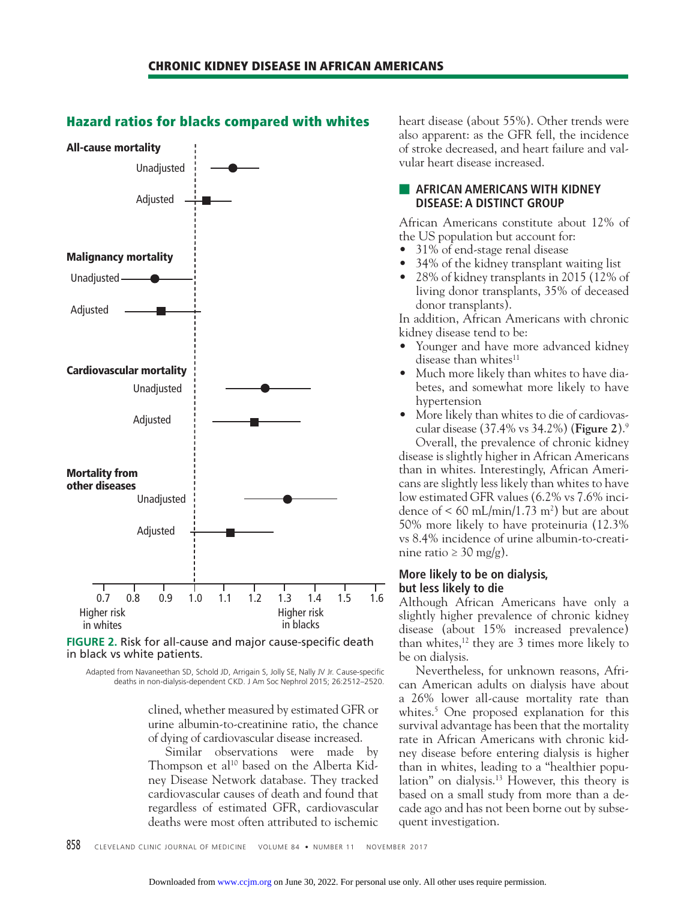## Hazard ratios for blacks compared with whites

**All-cause mortality**

Unadjusted

Adjusted

**Malignancy mortality**

Unadjusted

Adjusted

**Cardiovascular mortality**

Unadjusted

Adjusted

**Mortality from other diseases**

Unadjusted

Adjusted

0.7 0.8 0.9 1.0 1.1 1.2 1.3 1.4 1.5 1.6

Higher risk in whites — Higher risk in blacks

**FIGURE 2.** Risk for all-cause and major cause-specific death in black vs white patients.

Adapted from Navaneethan SD, Schold JD, Arrigain S, Jolly SE, Nally JV Jr. Cause-specific deaths in non-dialysis-dependent CKD. J Am Soc Nephrol 2015; 26:2512–2520.

clined, whether measured by estimated GFR or urine albumin-to-creatinine ratio, the chance of dying of cardiovascular disease increased.

Similar observations were made by Thompson et al[10] based on the Alberta Kidney Disease Network database. They tracked cardiovascular causes of death and found that regardless of estimated GFR, cardiovascular deaths were most often attributed to ischemic heart disease (about 55%). Other trends were also apparent: as the GFR fell, the incidence of stroke decreased, and heart failure and valvular heart disease increased.

## AFRICAN AMERICANS WITH KIDNEY DISEASE: A DISTINCT GROUP

African Americans constitute about 12% of the US population but account for:

- 31% of end-stage renal disease
- 34% of the kidney transplant waiting list
- 28% of kidney transplants in 2015 (12% of living donor transplants, 35% of deceased donor transplants).

In addition, African Americans with chronic kidney disease tend to be:

- Younger and have more advanced kidney disease than whites[11]
- Much more likely than whites to have diabetes, and somewhat more likely to have hypertension
- More likely than whites to die of cardiovascular disease (37.4% vs 34.2%) (**Figure 2**).[9]

Overall, the prevalence of chronic kidney disease is slightly higher in African Americans than in whites. Interestingly, African Americans are slightly less likely than whites to have low estimated GFR values (6.2% vs 7.6% incidence of < 60 mL/min/1.73 m$^2$) but are about 50% more likely to have proteinuria (12.3% vs 8.4% incidence of urine albumin-to-creatinine ratio ≥ 30 mg/g).

### More likely to be on dialysis, but less likely to die

Although African Americans have only a slightly higher prevalence of chronic kidney disease (about 15% increased prevalence) than whites,[12] they are 3 times more likely to be on dialysis.

Nevertheless, for unknown reasons, African American adults on dialysis have about a 26% lower all-cause mortality rate than whites.[5] One proposed explanation for this survival advantage has been that the mortality rate in African Americans with chronic kidney disease before entering dialysis is higher than in whites, leading to a "healthier population" on dialysis.[13] However, this theory is based on a small study from more than a decade ago and has not been borne out by subsequent investigation.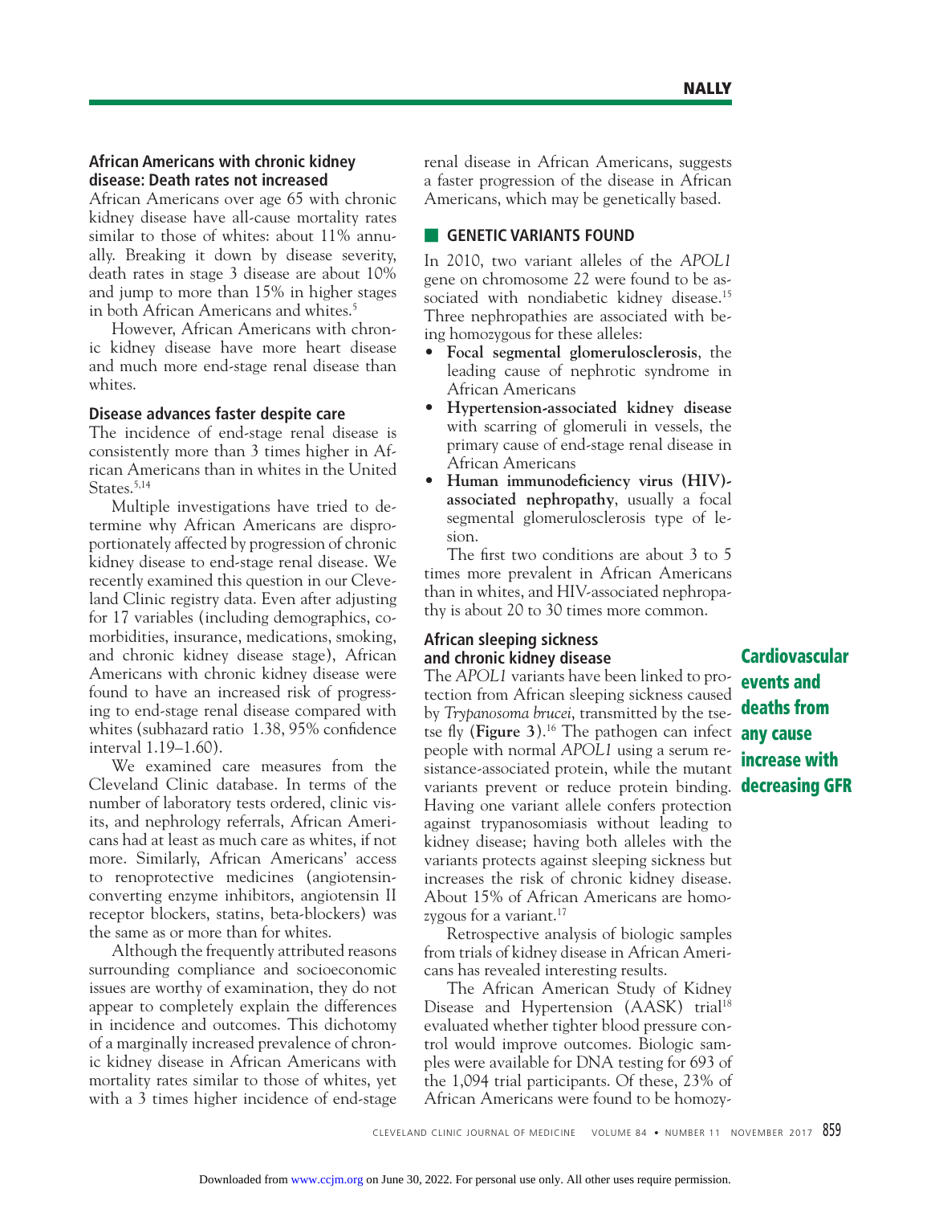### African Americans with chronic kidney disease: Death rates not increased

African Americans over age 65 with chronic kidney disease have all-cause mortality rates similar to those of whites: about 11% annually. Breaking it down by disease severity, death rates in stage 3 disease are about 10% and jump to more than 15% in higher stages in both African Americans and whites.[5]

However, African Americans with chronic kidney disease have more heart disease and much more end-stage renal disease than whites.

### Disease advances faster despite care

The incidence of end-stage renal disease is consistently more than 3 times higher in African Americans than in whites in the United States.[5,14]

Multiple investigations have tried to determine why African Americans are disproportionately affected by progression of chronic kidney disease to end-stage renal disease. We recently examined this question in our Cleveland Clinic registry data. Even after adjusting for 17 variables (including demographics, comorbidities, insurance, medications, smoking, and chronic kidney disease stage), African Americans with chronic kidney disease were found to have an increased risk of progressing to end-stage renal disease compared with whites (subhazard ratio 1.38, 95% confidence interval 1.19–1.60).

We examined care measures from the Cleveland Clinic database. In terms of the number of laboratory tests ordered, clinic visits, and nephrology referrals, African Americans had at least as much care as whites, if not more. Similarly, African Americans' access to renoprotective medicines (angiotensin-converting enzyme inhibitors, angiotensin II receptor blockers, statins, beta-blockers) was the same as or more than for whites.

Although the frequently attributed reasons surrounding compliance and socioeconomic issues are worthy of examination, they do not appear to completely explain the differences in incidence and outcomes. This dichotomy of a marginally increased prevalence of chronic kidney disease in African Americans with mortality rates similar to those of whites, yet with a 3 times higher incidence of end-stage renal disease in African Americans, suggests a faster progression of the disease in African Americans, which may be genetically based.

## GENETIC VARIANTS FOUND

In 2010, two variant alleles of the *APOL1* gene on chromosome 22 were found to be associated with nondiabetic kidney disease.[15] Three nephropathies are associated with being homozygous for these alleles:

- **Focal segmental glomerulosclerosis**, the leading cause of nephrotic syndrome in African Americans
- **Hypertension-associated kidney disease** with scarring of glomeruli in vessels, the primary cause of end-stage renal disease in African Americans
- **Human immunodeficiency virus (HIV)-associated nephropathy**, usually a focal segmental glomerulosclerosis type of lesion.

The first two conditions are about 3 to 5 times more prevalent in African Americans than in whites, and HIV-associated nephropathy is about 20 to 30 times more common.

### African sleeping sickness and chronic kidney disease

The *APOL1* variants have been linked to protection from African sleeping sickness caused by *Trypanosoma brucei*, transmitted by the tsetse fly (**Figure 3**).[16] The pathogen can infect people with normal *APOL1* using a serum resistance-associated protein, while the mutant variants prevent or reduce protein binding. Having one variant allele confers protection against trypanosomiasis without leading to kidney disease; having both alleles with the variants protects against sleeping sickness but increases the risk of chronic kidney disease. About 15% of African Americans are homozygous for a variant.[17]

**Cardiovascular events and deaths from any cause increase with decreasing GFR**

Retrospective analysis of biologic samples from trials of kidney disease in African Americans has revealed interesting results.

The African American Study of Kidney Disease and Hypertension (AASK) trial[18] evaluated whether tighter blood pressure control would improve outcomes. Biologic samples were available for DNA testing for 693 of the 1,094 trial participants. Of these, 23% of African Americans were found to be homozy-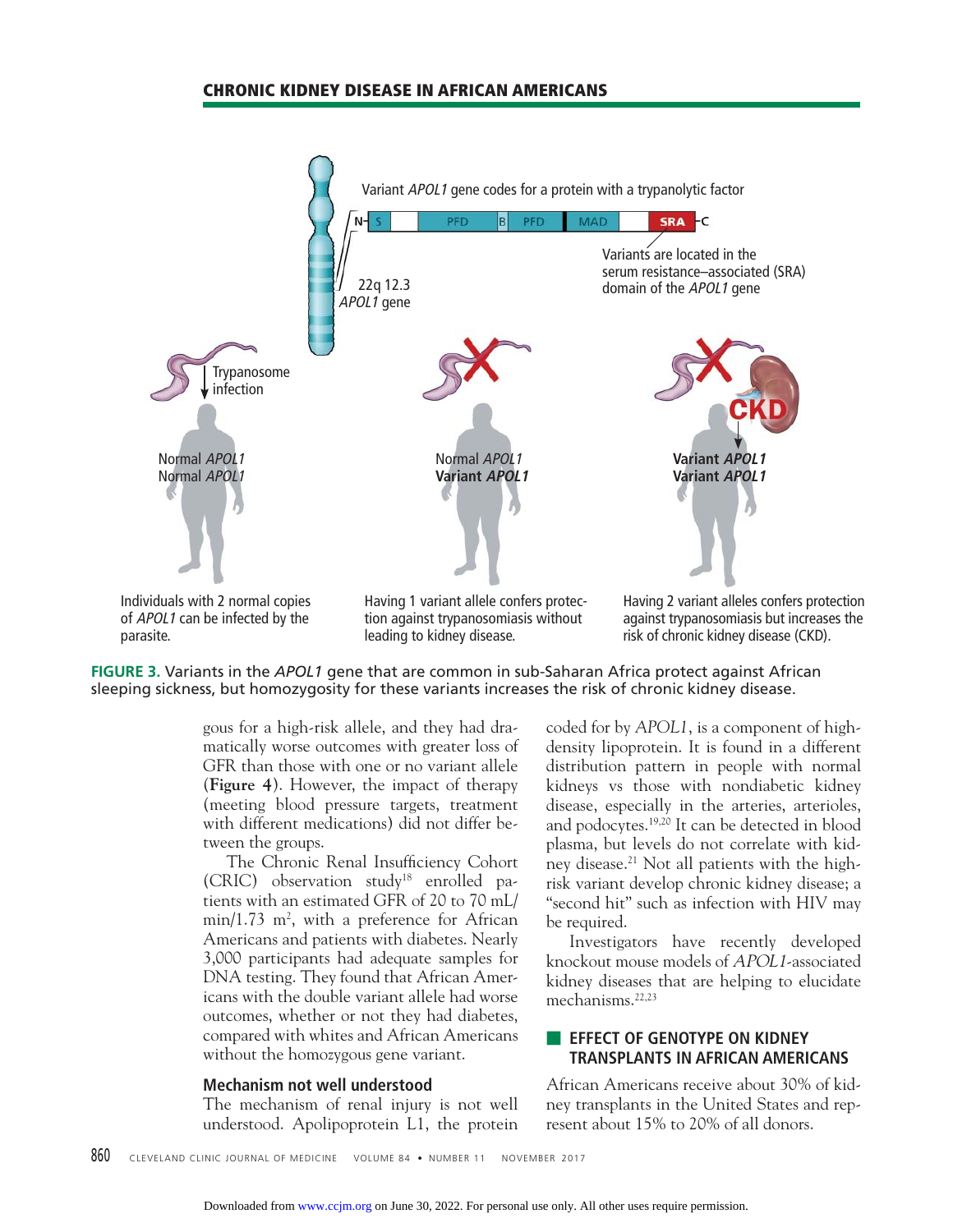Variant *APOL1* gene codes for a protein with a trypanolytic factor

N– S | PFD | B | PFD | MAD | SRA –C

22q 12.3 *APOL1* gene

Variants are located in the serum resistance–associated (SRA) domain of the *APOL1* gene

Trypanosome infection

Normal *APOL1*
Normal *APOL1*

Individuals with 2 normal copies of *APOL1* can be infected by the parasite.

Normal *APOL1*
**Variant *APOL1***

Having 1 variant allele confers protection against trypanosomiasis without leading to kidney disease.

CKD

**Variant *APOL1***
**Variant *APOL1***

Having 2 variant alleles confers protection against trypanosomiasis but increases the risk of chronic kidney disease (CKD).

**FIGURE 3.** Variants in the *APOL1* gene that are common in sub-Saharan Africa protect against African sleeping sickness, but homozygosity for these variants increases the risk of chronic kidney disease.

gous for a high-risk allele, and they had dramatically worse outcomes with greater loss of GFR than those with one or no variant allele (**Figure 4**). However, the impact of therapy (meeting blood pressure targets, treatment with different medications) did not differ between the groups.

The Chronic Renal Insufficiency Cohort (CRIC) observation study[18] enrolled patients with an estimated GFR of 20 to 70 mL/min/1.73 $m^2$, with a preference for African Americans and patients with diabetes. Nearly 3,000 participants had adequate samples for DNA testing. They found that African Americans with the double variant allele had worse outcomes, whether or not they had diabetes, compared with whites and African Americans without the homozygous gene variant.

### Mechanism not well understood

The mechanism of renal injury is not well understood. Apolipoprotein L1, the protein coded for by *APOL1*, is a component of high-density lipoprotein. It is found in a different distribution pattern in people with normal kidneys vs those with nondiabetic kidney disease, especially in the arteries, arterioles, and podocytes.[19,20] It can be detected in blood plasma, but levels do not correlate with kidney disease.[21] Not all patients with the high-risk variant develop chronic kidney disease; a "second hit" such as infection with HIV may be required.

Investigators have recently developed knockout mouse models of *APOL1*-associated kidney diseases that are helping to elucidate mechanisms.[22,23]

## EFFECT OF GENOTYPE ON KIDNEY TRANSPLANTS IN AFRICAN AMERICANS

African Americans receive about 30% of kidney transplants in the United States and represent about 15% to 20% of all donors.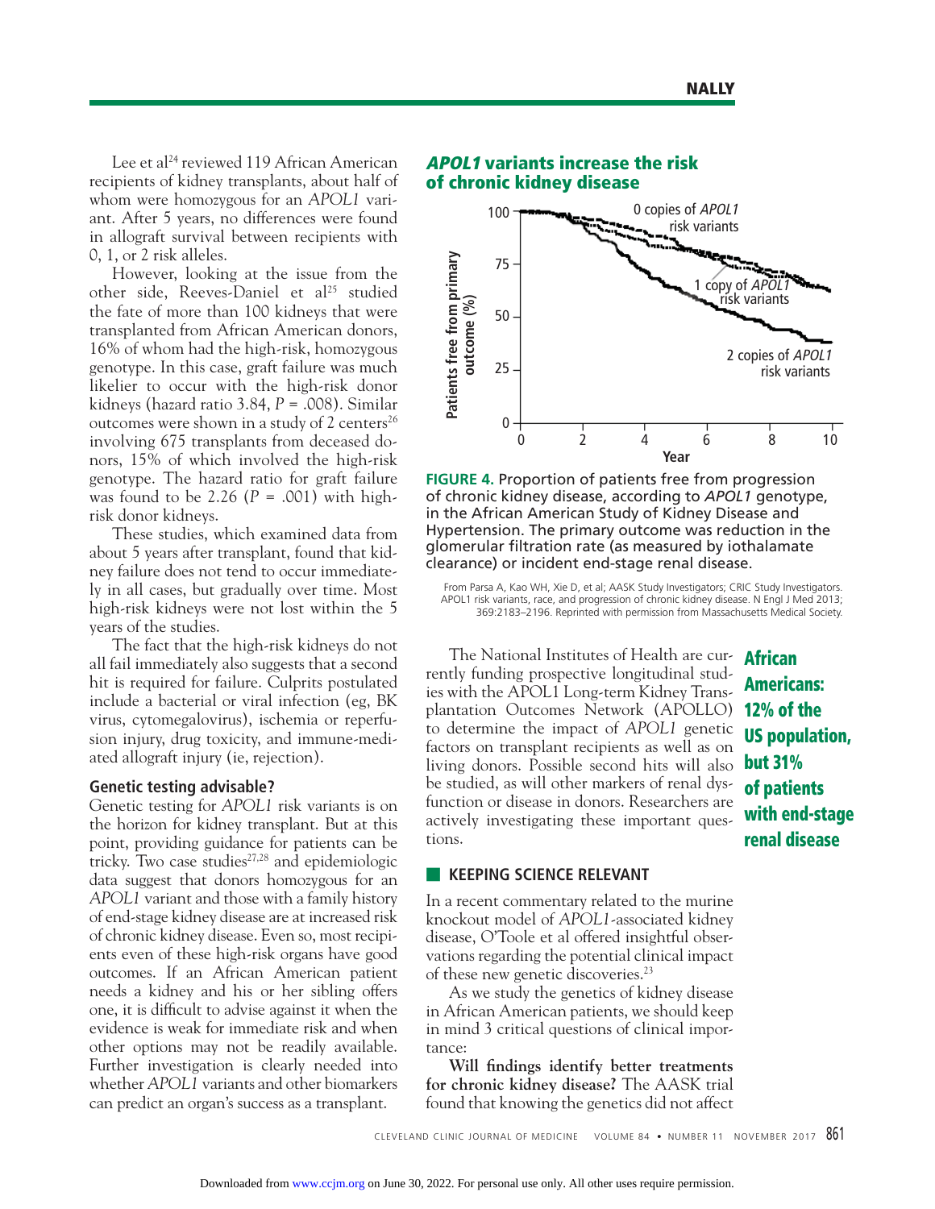Lee et al[24] reviewed 119 African American recipients of kidney transplants, about half of whom were homozygous for an *APOL1* variant. After 5 years, no differences were found in allograft survival between recipients with 0, 1, or 2 risk alleles.

However, looking at the issue from the other side, Reeves-Daniel et al[25] studied the fate of more than 100 kidneys that were transplanted from African American donors, 16% of whom had the high-risk, homozygous genotype. In this case, graft failure was much likelier to occur with the high-risk donor kidneys (hazard ratio 3.84, *P* = .008). Similar outcomes were shown in a study of 2 centers[26] involving 675 transplants from deceased donors, 15% of which involved the high-risk genotype. The hazard ratio for graft failure was found to be 2.26 (*P* = .001) with high-risk donor kidneys.

These studies, which examined data from about 5 years after transplant, found that kidney failure does not tend to occur immediately in all cases, but gradually over time. Most high-risk kidneys were not lost within the 5 years of the studies.

The fact that the high-risk kidneys do not all fail immediately also suggests that a second hit is required for failure. Culprits postulated include a bacterial or viral infection (eg, BK virus, cytomegalovirus), ischemia or reperfusion injury, drug toxicity, and immune-mediated allograft injury (ie, rejection).

### Genetic testing advisable?

Genetic testing for *APOL1* risk variants is on the horizon for kidney transplant. But at this point, providing guidance for patients can be tricky. Two case studies[27,28] and epidemiologic data suggest that donors homozygous for an *APOL1* variant and those with a family history of end-stage kidney disease are at increased risk of chronic kidney disease. Even so, most recipients even of these high-risk organs have good outcomes. If an African American patient needs a kidney and his or her sibling offers one, it is difficult to advise against it when the evidence is weak for immediate risk and when other options may not be readily available. Further investigation is clearly needed into whether *APOL1* variants and other biomarkers can predict an organ's success as a transplant.

***APOL1* variants increase the risk of chronic kidney disease**

**FIGURE 4.** Proportion of patients free from progression of chronic kidney disease, according to *APOL1* genotype, in the African American Study of Kidney Disease and Hypertension. The primary outcome was reduction in the glomerular filtration rate (as measured by iothalamate clearance) or incident end-stage renal disease.

From Parsa A, Kao WH, Xie D, et al; AASK Study Investigators; CRIC Study Investigators. APOL1 risk variants, race, and progression of chronic kidney disease. N Engl J Med 2013; 369:2183–2196. Reprinted with permission from Massachusetts Medical Society.

The National Institutes of Health are currently funding prospective longitudinal studies with the APOL1 Long-term Kidney Transplantation Outcomes Network (APOLLO) to determine the impact of *APOL1* genetic factors on transplant recipients as well as on living donors. Possible second hits will also be studied, as will other markers of renal dysfunction or disease in donors. Researchers are actively investigating these important questions.

**African Americans: 12% of the US population, but 31% of patients with end-stage renal disease**

## KEEPING SCIENCE RELEVANT

In a recent commentary related to the murine knockout model of *APOL1*-associated kidney disease, O'Toole et al offered insightful observations regarding the potential clinical impact of these new genetic discoveries.[23]

As we study the genetics of kidney disease in African American patients, we should keep in mind 3 critical questions of clinical importance:

**Will findings identify better treatments for chronic kidney disease?** The AASK trial found that knowing the genetics did not affect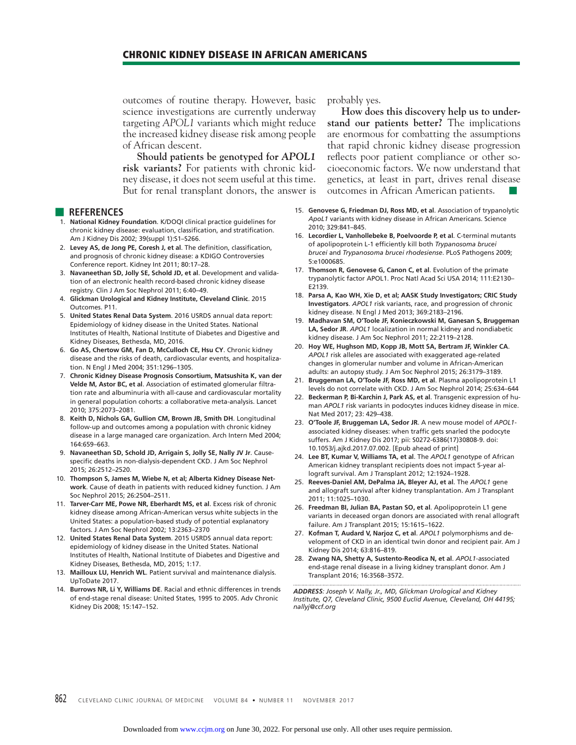outcomes of routine therapy. However, basic science investigations are currently underway targeting *APOL1* variants which might reduce the increased kidney disease risk among people of African descent.

**Should patients be genotyped for *APOL1* risk variants?** For patients with chronic kidney disease, it does not seem useful at this time. But for renal transplant donors, the answer is probably yes.

**How does this discovery help us to understand our patients better?** The implications are enormous for combatting the assumptions that rapid chronic kidney disease progression reflects poor patient compliance or other socioeconomic factors. We now understand that genetics, at least in part, drives renal disease outcomes in African American patients. ■

## REFERENCES

1. **National Kidney Foundation**. K/DOQI clinical practice guidelines for chronic kidney disease: evaluation, classification, and stratification. Am J Kidney Dis 2002; 39(suppl 1):S1–S266.
2. **Levey AS, de Jong PE, Coresh J, et al**. The definition, classification, and prognosis of chronic kidney disease: a KDIGO Controversies Conference report. Kidney Int 2011; 80:17–28.
3. **Navaneethan SD, Jolly SE, Schold JD, et al**. Development and validation of an electronic health record-based chronic kidney disease registry. Clin J Am Soc Nephrol 2011; 6:40–49.
4. **Glickman Urological and Kidney Institute, Cleveland Clinic**. 2015 Outcomes. P11.
5. **United States Renal Data System**. 2016 USRDS annual data report: Epidemiology of kidney disease in the United States. National Institutes of Health, National Institute of Diabetes and Digestive and Kidney Diseases, Bethesda, MD, 2016.
6. **Go AS, Chertow GM, Fan D, McCulloch CE, Hsu CY**. Chronic kidney disease and the risks of death, cardiovascular events, and hospitalization. N Engl J Med 2004; 351:1296–1305.
7. **Chronic Kidney Disease Prognosis Consortium, Matsushita K, van der Velde M, Astor BC, et al**. Association of estimated glomerular filtration rate and albuminuria with all-cause and cardiovascular mortality in general population cohorts: a collaborative meta-analysis. Lancet 2010; 375:2073–2081.
8. **Keith D, Nichols GA, Gullion CM, Brown JB, Smith DH**. Longitudinal follow-up and outcomes among a population with chronic kidney disease in a large managed care organization. Arch Intern Med 2004; 164:659–663.
9. **Navaneethan SD, Schold JD, Arrigain S, Jolly SE, Nally JV Jr**. Cause-specific deaths in non-dialysis-dependent CKD. J Am Soc Nephrol 2015; 26:2512–2520.
10. **Thompson S, James M, Wiebe N, et al; Alberta Kidney Disease Network**. Cause of death in patients with reduced kidney function. J Am Soc Nephrol 2015; 26:2504–2511.
11. **Tarver-Carr ME, Powe NR, Eberhardt MS, et al**. Excess risk of chronic kidney disease among African-American versus white subjects in the United States: a population-based study of potential explanatory factors. J Am Soc Nephrol 2002; 13:2363–2370
12. **United States Renal Data System**. 2015 USRDS annual data report: epidemiology of kidney disease in the United States. National Institutes of Health, National Institute of Diabetes and Digestive and Kidney Diseases, Bethesda, MD, 2015; 1:17.
13. **Mailloux LU, Henrich WL**. Patient survival and maintenance dialysis. UpToDate 2017.
14. **Burrows NR, Li Y, Williams DE**. Racial and ethnic differences in trends of end-stage renal disease: United States, 1995 to 2005. Adv Chronic Kidney Dis 2008; 15:147–152.
15. **Genovese G, Friedman DJ, Ross MD, et al**. Association of trypanolytic *ApoL1* variants with kidney disease in African Americans. Science 2010; 329:841–845.
16. **Lecordier L, Vanhollebeke B, Poelvoorde P, et al**. C-terminal mutants of apolipoprotein L-1 efficiently kill both *Trypanosoma brucei brucei* and *Trypanosoma brucei rhodesiense*. PLoS Pathogens 2009; 5:e1000685.
17. **Thomson R, Genovese G, Canon C, et al**. Evolution of the primate trypanolytic factor APOL1. Proc Natl Acad Sci USA 2014; 111:E2130–E2139.
18. **Parsa A, Kao WH, Xie D, et al; AASK Study Investigators; CRIC Study Investigators**. *APOL1* risk variants, race, and progression of chronic kidney disease. N Engl J Med 2013; 369:2183–2196.
19. **Madhavan SM, O'Toole JF, Konieczkowski M, Ganesan S, Bruggeman LA, Sedor JR**. *APOL1* localization in normal kidney and nondiabetic kidney disease. J Am Soc Nephrol 2011; 22:2119–2128.
20. **Hoy WE, Hughson MD, Kopp JB, Mott SA, Bertram JF, Winkler CA**. *APOL1* risk alleles are associated with exaggerated age-related changes in glomerular number and volume in African-American adults: an autopsy study. J Am Soc Nephrol 2015; 26:3179–3189.
21. **Bruggeman LA, O'Toole JF, Ross MD, et al**. Plasma apolipoprotein L1 levels do not correlate with CKD. J Am Soc Nephrol 2014; 25:634–644
22. **Beckerman P, Bi-Karchin J, Park AS, et al**. Transgenic expression of human *APOL1* risk variants in podocytes induces kidney disease in mice. Nat Med 2017; 23: 429–438.
23. **O'Toole JF, Bruggeman LA, Sedor JR**. A new mouse model of *APOL1*-associated kidney diseases: when traffic gets snarled the podocyte suffers. Am J Kidney Dis 2017; pii: S0272-6386(17)30808-9. doi: 10.1053/j.ajkd.2017.07.002. [Epub ahead of print]
24. **Lee BT, Kumar V, Williams TA, et al**. The *APOL1* genotype of African American kidney transplant recipients does not impact 5-year allograft survival. Am J Transplant 2012; 12:1924–1928.
25. **Reeves-Daniel AM, DePalma JA, Bleyer AJ, et al**. The *APOL1* gene and allograft survival after kidney transplantation. Am J Transplant 2011; 11:1025–1030.
26. **Freedman BI, Julian BA, Pastan SO, et al**. Apolipoprotein L1 gene variants in deceased organ donors are associated with renal allograft failure. Am J Transplant 2015; 15:1615–1622.
27. **Kofman T, Audard V, Narjoz C, et al**. *APOL1* polymorphisms and development of CKD in an identical twin donor and recipient pair. Am J Kidney Dis 2014; 63:816–819.
28. **Zwang NA, Shetty A, Sustento-Reodica N, et al**. *APOL1*-associated end-stage renal disease in a living kidney transplant donor. Am J Transplant 2016; 16:3568–3572.

*ADDRESS: Joseph V. Nally, Jr., MD, Glickman Urological and Kidney Institute, Q7, Cleveland Clinic, 9500 Euclid Avenue, Cleveland, OH 44195; nallyj@ccf.org*